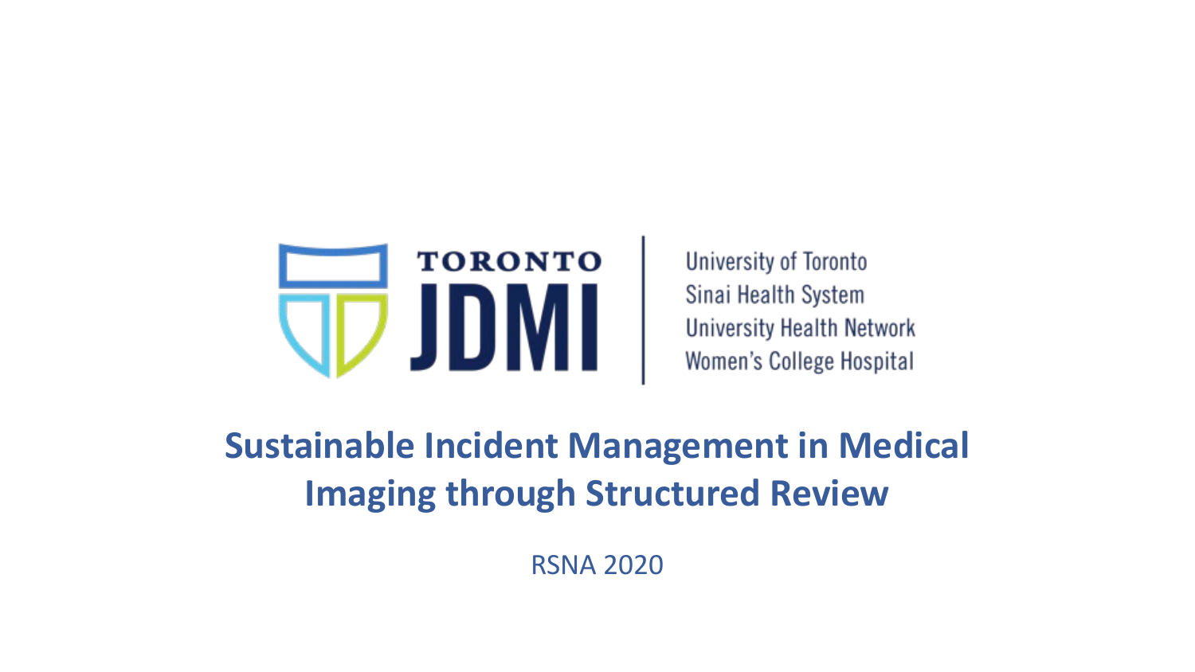TORONTO JDMI

University of Toronto
Sinai Health System
University Health Network
Women's College Hospital

# Sustainable Incident Management in Medical Imaging through Structured Review

RSNA 2020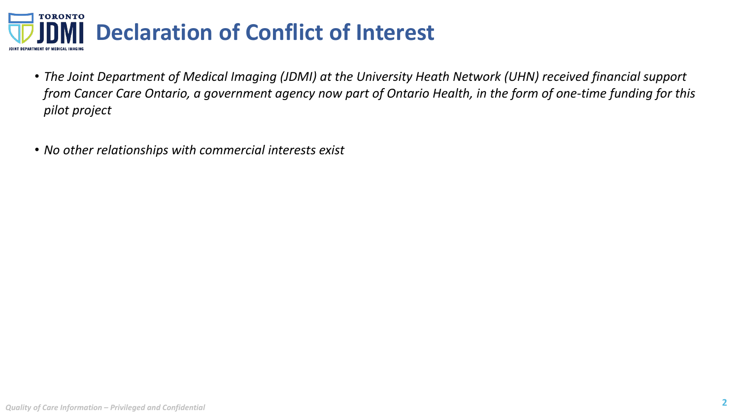# Declaration of Conflict of Interest

- *The Joint Department of Medical Imaging (JDMI) at the University Heath Network (UHN) received financial support from Cancer Care Ontario, a government agency now part of Ontario Health, in the form of one-time funding for this pilot project*

- *No other relationships with commercial interests exist*

*Quality of Care Information – Privileged and Confidential*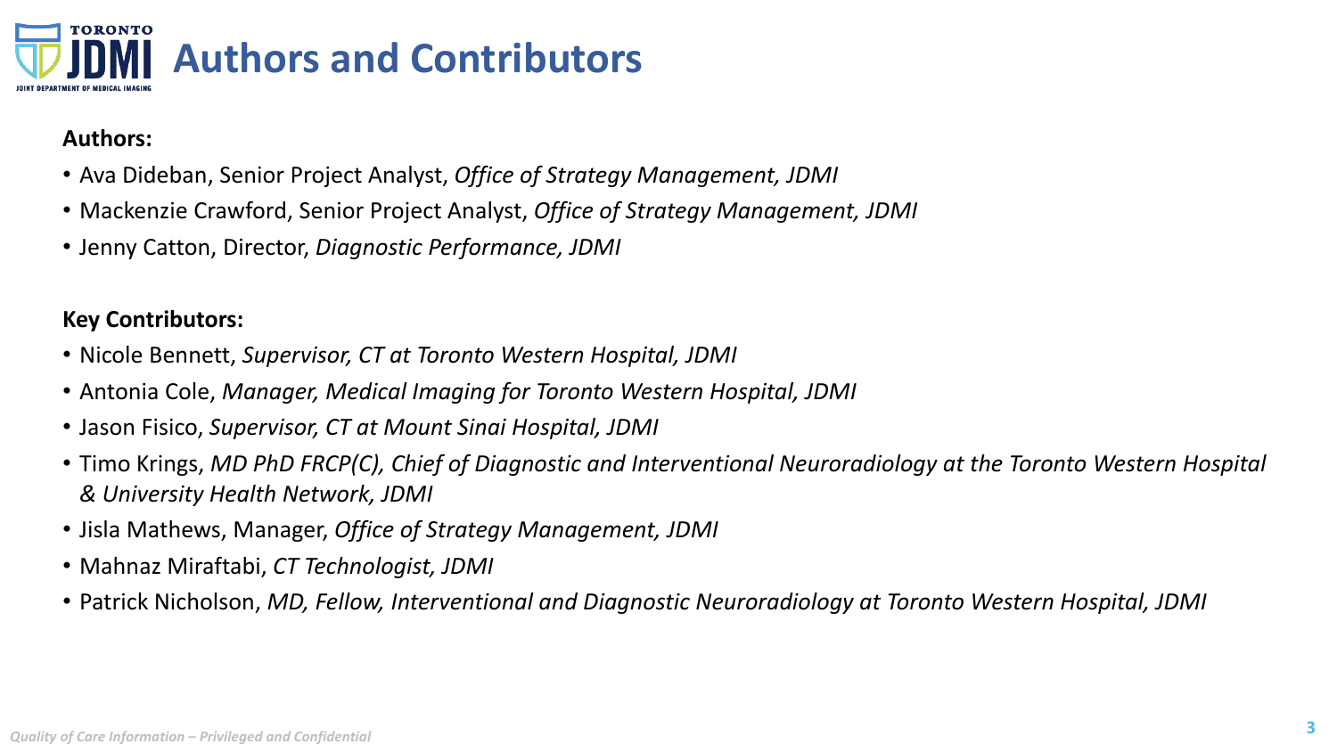# Authors and Contributors

**Authors:**

- Ava Dideban, Senior Project Analyst, *Office of Strategy Management, JDMI*
- Mackenzie Crawford, Senior Project Analyst, *Office of Strategy Management, JDMI*
- Jenny Catton, Director, *Diagnostic Performance, JDMI*

**Key Contributors:**

- Nicole Bennett, *Supervisor, CT at Toronto Western Hospital, JDMI*
- Antonia Cole, *Manager, Medical Imaging for Toronto Western Hospital, JDMI*
- Jason Fisico, *Supervisor, CT at Mount Sinai Hospital, JDMI*
- Timo Krings, *MD PhD FRCP(C), Chief of Diagnostic and Interventional Neuroradiology at the Toronto Western Hospital & University Health Network, JDMI*
- Jisla Mathews, Manager, *Office of Strategy Management, JDMI*
- Mahnaz Miraftabi, *CT Technologist, JDMI*
- Patrick Nicholson, *MD, Fellow, Interventional and Diagnostic Neuroradiology at Toronto Western Hospital, JDMI*

*Quality of Care Information – Privileged and Confidential*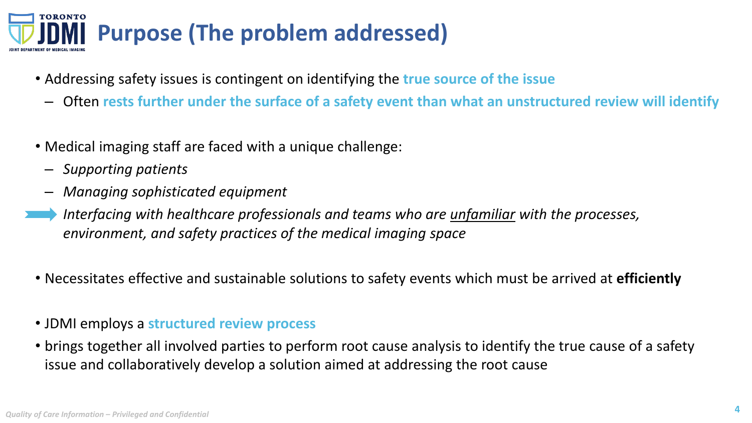# Purpose (The problem addressed)

- Addressing safety issues is contingent on identifying the **true source of the issue**
  - Often **rests further under the surface of a safety event than what an unstructured review will identify**

- Medical imaging staff are faced with a unique challenge:
  - *Supporting patients*
  - *Managing sophisticated equipment*
  - ➡ *Interfacing with healthcare professionals and teams who are <u>unfamiliar</u> with the processes, environment, and safety practices of the medical imaging space*

- Necessitates effective and sustainable solutions to safety events which must be arrived at **efficiently**

- JDMI employs a **structured review process**
- brings together all involved parties to perform root cause analysis to identify the true cause of a safety issue and collaboratively develop a solution aimed at addressing the root cause

*Quality of Care Information – Privileged and Confidential*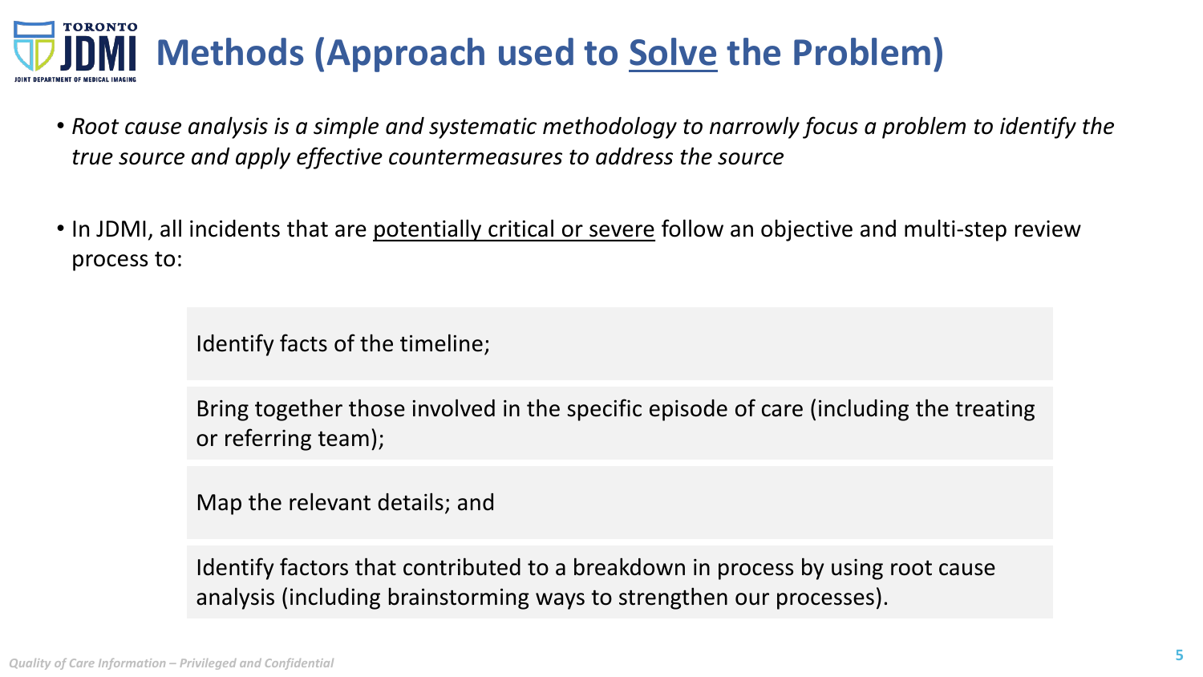# Methods (Approach used to Solve the Problem)

- *Root cause analysis is a simple and systematic methodology to narrowly focus a problem to identify the true source and apply effective countermeasures to address the source*

- In JDMI, all incidents that are potentially critical or severe follow an objective and multi-step review process to:

  - Identify facts of the timeline;
  - Bring together those involved in the specific episode of care (including the treating or referring team);
  - Map the relevant details; and
  - Identify factors that contributed to a breakdown in process by using root cause analysis (including brainstorming ways to strengthen our processes).

*Quality of Care Information – Privileged and Confidential*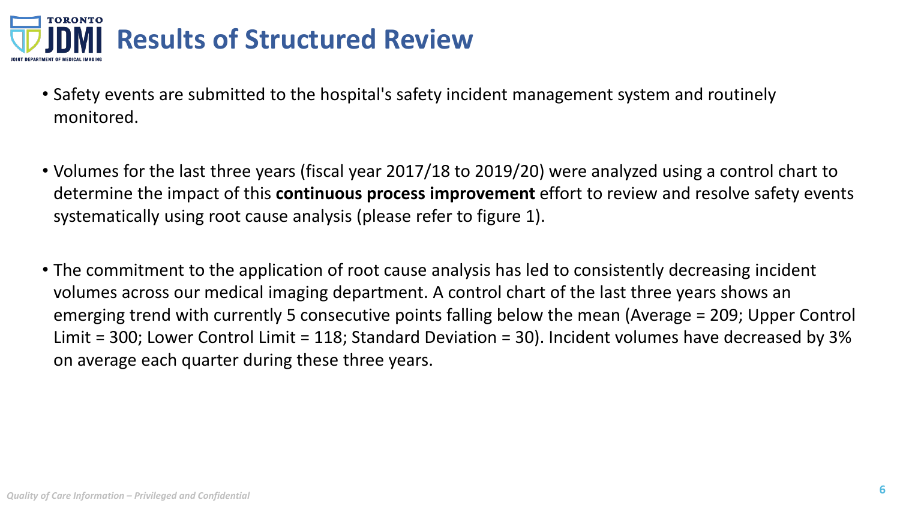# Results of Structured Review

- Safety events are submitted to the hospital's safety incident management system and routinely monitored.

- Volumes for the last three years (fiscal year 2017/18 to 2019/20) were analyzed using a control chart to determine the impact of this **continuous process improvement** effort to review and resolve safety events systematically using root cause analysis (please refer to figure 1).

- The commitment to the application of root cause analysis has led to consistently decreasing incident volumes across our medical imaging department. A control chart of the last three years shows an emerging trend with currently 5 consecutive points falling below the mean (Average = 209; Upper Control Limit = 300; Lower Control Limit = 118; Standard Deviation = 30). Incident volumes have decreased by 3% on average each quarter during these three years.

*Quality of Care Information – Privileged and Confidential*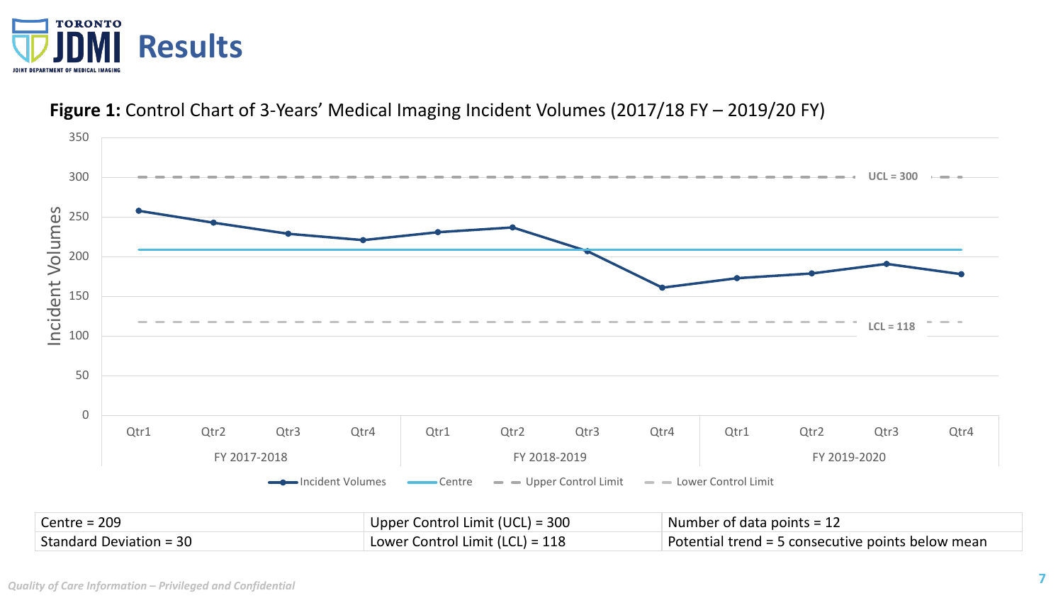# Results

**Figure 1:** Control Chart of 3-Years' Medical Imaging Incident Volumes (2017/18 FY – 2019/20 FY)

| Centre = 209 | Upper Control Limit (UCL) = 300 | Number of data points = 12 |
|---|---|---|
| Standard Deviation = 30 | Lower Control Limit (LCL) = 118 | Potential trend = 5 consecutive points below mean |

*Quality of Care Information – Privileged and Confidential*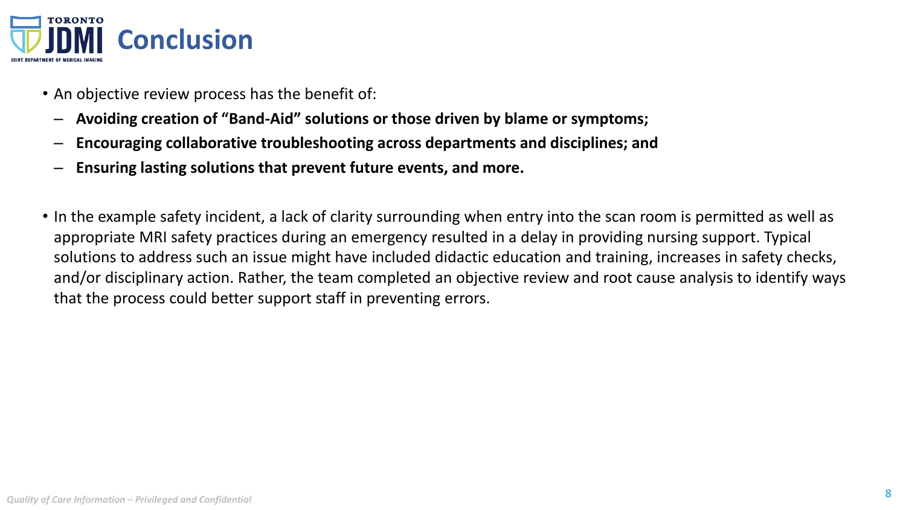# Conclusion

- An objective review process has the benefit of:
  - **Avoiding creation of "Band-Aid" solutions or those driven by blame or symptoms;**
  - **Encouraging collaborative troubleshooting across departments and disciplines; and**
  - **Ensuring lasting solutions that prevent future events, and more.**

- In the example safety incident, a lack of clarity surrounding when entry into the scan room is permitted as well as appropriate MRI safety practices during an emergency resulted in a delay in providing nursing support. Typical solutions to address such an issue might have included didactic education and training, increases in safety checks, and/or disciplinary action. Rather, the team completed an objective review and root cause analysis to identify ways that the process could better support staff in preventing errors.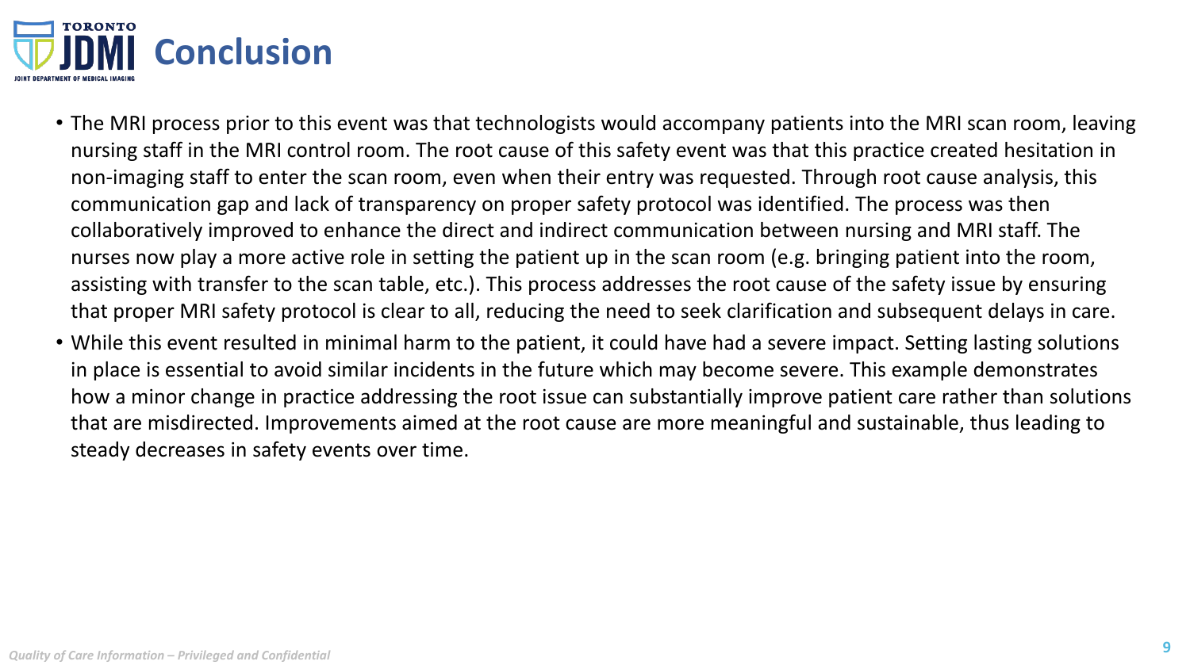# Conclusion

- The MRI process prior to this event was that technologists would accompany patients into the MRI scan room, leaving nursing staff in the MRI control room. The root cause of this safety event was that this practice created hesitation in non-imaging staff to enter the scan room, even when their entry was requested. Through root cause analysis, this communication gap and lack of transparency on proper safety protocol was identified. The process was then collaboratively improved to enhance the direct and indirect communication between nursing and MRI staff. The nurses now play a more active role in setting the patient up in the scan room (e.g. bringing patient into the room, assisting with transfer to the scan table, etc.). This process addresses the root cause of the safety issue by ensuring that proper MRI safety protocol is clear to all, reducing the need to seek clarification and subsequent delays in care.
- While this event resulted in minimal harm to the patient, it could have had a severe impact. Setting lasting solutions in place is essential to avoid similar incidents in the future which may become severe. This example demonstrates how a minor change in practice addressing the root issue can substantially improve patient care rather than solutions that are misdirected. Improvements aimed at the root cause are more meaningful and sustainable, thus leading to steady decreases in safety events over time.